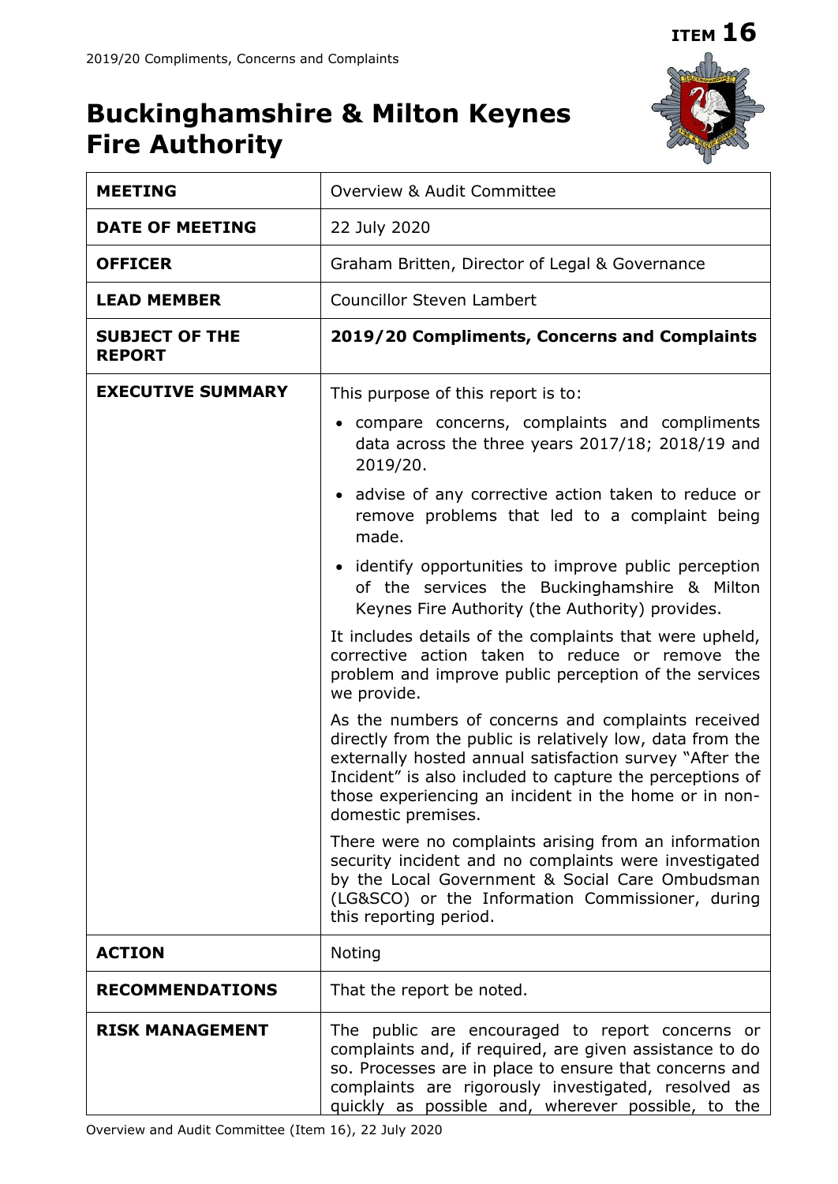ITEM 16

# Buckinghamshire & Milton Keynes Fire Authority

| MEETING | Overview & Audit Committee |
|---|---|
| **DATE OF MEETING** | 22 July 2020 |
| **OFFICER** | Graham Britten, Director of Legal & Governance |
| **LEAD MEMBER** | Councillor Steven Lambert |
| **SUBJECT OF THE REPORT** | **2019/20 Compliments, Concerns and Complaints** |
| **EXECUTIVE SUMMARY** | This purpose of this report is to:<br>• compare concerns, complaints and compliments data across the three years 2017/18; 2018/19 and 2019/20.<br>• advise of any corrective action taken to reduce or remove problems that led to a complaint being made.<br>• identify opportunities to improve public perception of the services the Buckinghamshire & Milton Keynes Fire Authority (the Authority) provides.<br>It includes details of the complaints that were upheld, corrective action taken to reduce or remove the problem and improve public perception of the services we provide.<br>As the numbers of concerns and complaints received directly from the public is relatively low, data from the externally hosted annual satisfaction survey "After the Incident" is also included to capture the perceptions of those experiencing an incident in the home or in non-domestic premises.<br>There were no complaints arising from an information security incident and no complaints were investigated by the Local Government & Social Care Ombudsman (LG&SCO) or the Information Commissioner, during this reporting period. |
| **ACTION** | Noting |
| **RECOMMENDATIONS** | That the report be noted. |
| **RISK MANAGEMENT** | The public are encouraged to report concerns or complaints and, if required, are given assistance to do so. Processes are in place to ensure that concerns and complaints are rigorously investigated, resolved as quickly as possible and, wherever possible, to the |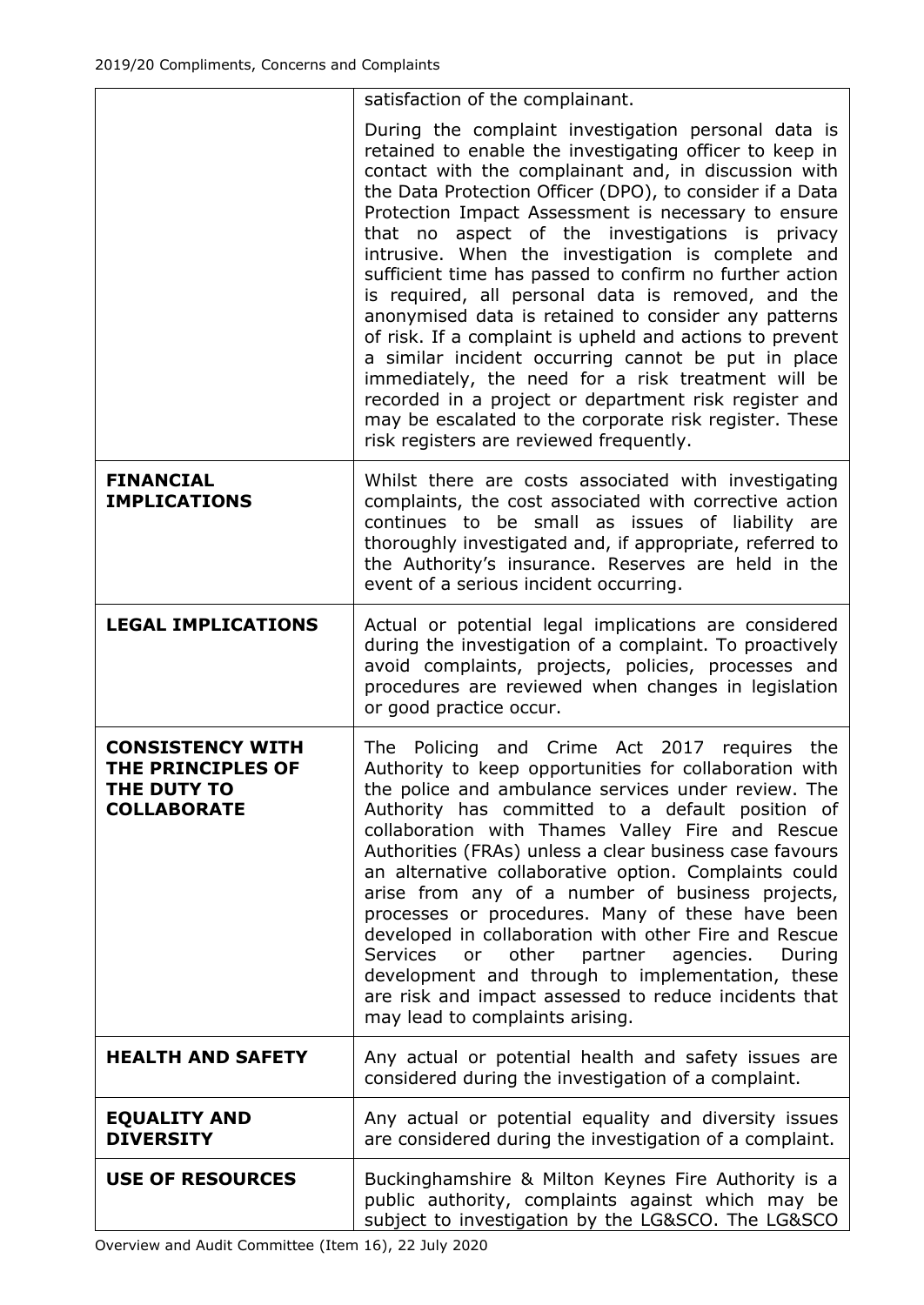| | |
|---|---|
| | satisfaction of the complainant.<br><br>During the complaint investigation personal data is retained to enable the investigating officer to keep in contact with the complainant and, in discussion with the Data Protection Officer (DPO), to consider if a Data Protection Impact Assessment is necessary to ensure that no aspect of the investigations is privacy intrusive. When the investigation is complete and sufficient time has passed to confirm no further action is required, all personal data is removed, and the anonymised data is retained to consider any patterns of risk. If a complaint is upheld and actions to prevent a similar incident occurring cannot be put in place immediately, the need for a risk treatment will be recorded in a project or department risk register and may be escalated to the corporate risk register. These risk registers are reviewed frequently. |
| **FINANCIAL IMPLICATIONS** | Whilst there are costs associated with investigating complaints, the cost associated with corrective action continues to be small as issues of liability are thoroughly investigated and, if appropriate, referred to the Authority's insurance. Reserves are held in the event of a serious incident occurring. |
| **LEGAL IMPLICATIONS** | Actual or potential legal implications are considered during the investigation of a complaint. To proactively avoid complaints, projects, policies, processes and procedures are reviewed when changes in legislation or good practice occur. |
| **CONSISTENCY WITH THE PRINCIPLES OF THE DUTY TO COLLABORATE** | The Policing and Crime Act 2017 requires the Authority to keep opportunities for collaboration with the police and ambulance services under review. The Authority has committed to a default position of collaboration with Thames Valley Fire and Rescue Authorities (FRAs) unless a clear business case favours an alternative collaborative option. Complaints could arise from any of a number of business projects, processes or procedures. Many of these have been developed in collaboration with other Fire and Rescue Services or other partner agencies. During development and through to implementation, these are risk and impact assessed to reduce incidents that may lead to complaints arising. |
| **HEALTH AND SAFETY** | Any actual or potential health and safety issues are considered during the investigation of a complaint. |
| **EQUALITY AND DIVERSITY** | Any actual or potential equality and diversity issues are considered during the investigation of a complaint. |
| **USE OF RESOURCES** | Buckinghamshire & Milton Keynes Fire Authority is a public authority, complaints against which may be subject to investigation by the LG&SCO. The LG&SCO |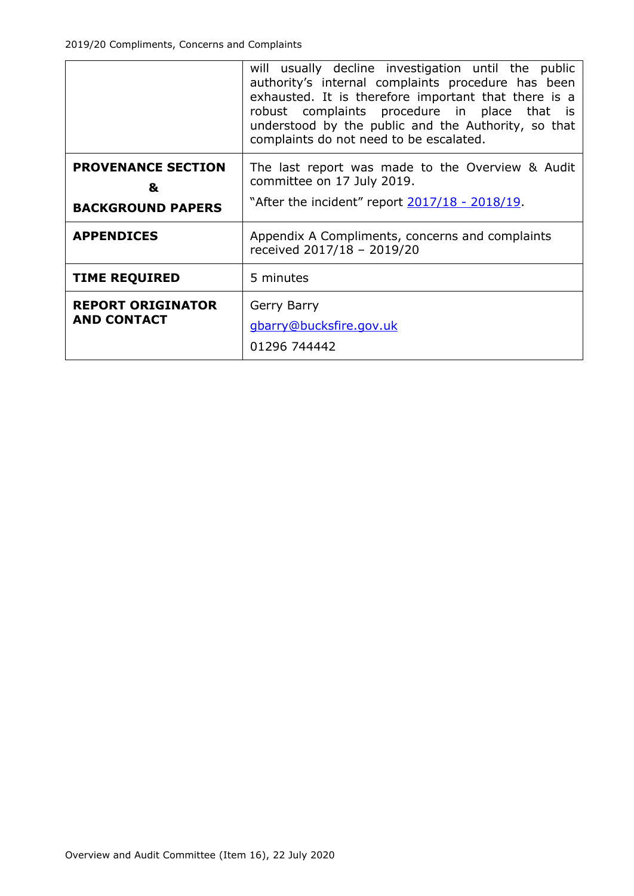| | |
|---|---|
| | will usually decline investigation until the public authority's internal complaints procedure has been exhausted. It is therefore important that there is a robust complaints procedure in place that is understood by the public and the Authority, so that complaints do not need to be escalated. |
| **PROVENANCE SECTION & BACKGROUND PAPERS** | The last report was made to the Overview & Audit committee on 17 July 2019. "After the incident" report [2017/18 - 2018/19](). |
| **APPENDICES** | Appendix A Compliments, concerns and complaints received 2017/18 – 2019/20 |
| **TIME REQUIRED** | 5 minutes |
| **REPORT ORIGINATOR AND CONTACT** | Gerry Barry gbarry@bucksfire.gov.uk 01296 744442 |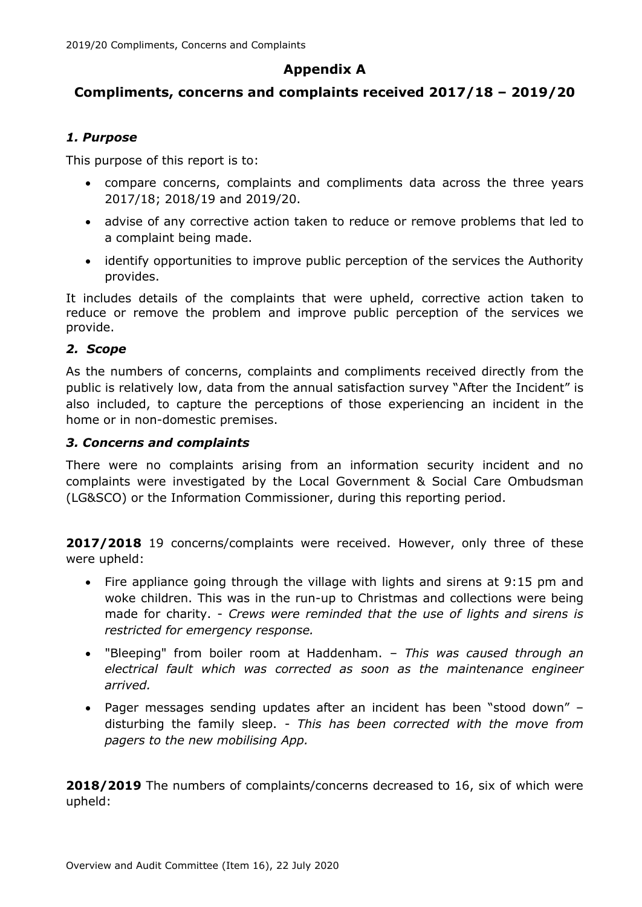## Appendix A

## Compliments, concerns and complaints received 2017/18 – 2019/20

### *1. Purpose*

This purpose of this report is to:

- compare concerns, complaints and compliments data across the three years 2017/18; 2018/19 and 2019/20.
- advise of any corrective action taken to reduce or remove problems that led to a complaint being made.
- identify opportunities to improve public perception of the services the Authority provides.

It includes details of the complaints that were upheld, corrective action taken to reduce or remove the problem and improve public perception of the services we provide.

### *2. Scope*

As the numbers of concerns, complaints and compliments received directly from the public is relatively low, data from the annual satisfaction survey "After the Incident" is also included, to capture the perceptions of those experiencing an incident in the home or in non-domestic premises.

### *3. Concerns and complaints*

There were no complaints arising from an information security incident and no complaints were investigated by the Local Government & Social Care Ombudsman (LG&SCO) or the Information Commissioner, during this reporting period.

**2017/2018** 19 concerns/complaints were received. However, only three of these were upheld:

- Fire appliance going through the village with lights and sirens at 9:15 pm and woke children. This was in the run-up to Christmas and collections were being made for charity. - *Crews were reminded that the use of lights and sirens is restricted for emergency response.*
- "Bleeping" from boiler room at Haddenham. – *This was caused through an electrical fault which was corrected as soon as the maintenance engineer arrived.*
- Pager messages sending updates after an incident has been "stood down" – disturbing the family sleep. - *This has been corrected with the move from pagers to the new mobilising App.*

**2018/2019** The numbers of complaints/concerns decreased to 16, six of which were upheld: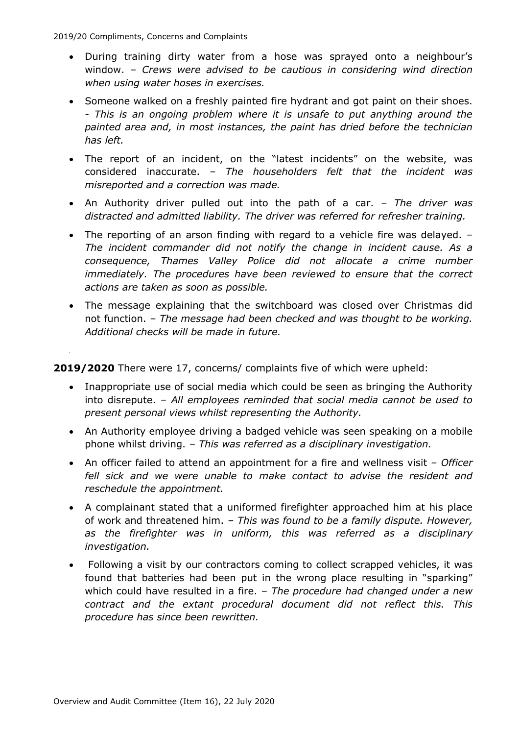- During training dirty water from a hose was sprayed onto a neighbour's window. – *Crews were advised to be cautious in considering wind direction when using water hoses in exercises.*

- Someone walked on a freshly painted fire hydrant and got paint on their shoes. - *This is an ongoing problem where it is unsafe to put anything around the painted area and, in most instances, the paint has dried before the technician has left.*

- The report of an incident, on the "latest incidents" on the website, was considered inaccurate. – *The householders felt that the incident was misreported and a correction was made.*

- An Authority driver pulled out into the path of a car. – *The driver was distracted and admitted liability. The driver was referred for refresher training.*

- The reporting of an arson finding with regard to a vehicle fire was delayed. – *The incident commander did not notify the change in incident cause. As a consequence, Thames Valley Police did not allocate a crime number immediately. The procedures have been reviewed to ensure that the correct actions are taken as soon as possible.*

- The message explaining that the switchboard was closed over Christmas did not function. – *The message had been checked and was thought to be working. Additional checks will be made in future.*

**2019/2020** There were 17, concerns/ complaints five of which were upheld:

- Inappropriate use of social media which could be seen as bringing the Authority into disrepute. – *All employees reminded that social media cannot be used to present personal views whilst representing the Authority.*

- An Authority employee driving a badged vehicle was seen speaking on a mobile phone whilst driving. – *This was referred as a disciplinary investigation.*

- An officer failed to attend an appointment for a fire and wellness visit – *Officer fell sick and we were unable to make contact to advise the resident and reschedule the appointment.*

- A complainant stated that a uniformed firefighter approached him at his place of work and threatened him. – *This was found to be a family dispute. However, as the firefighter was in uniform, this was referred as a disciplinary investigation.*

- Following a visit by our contractors coming to collect scrapped vehicles, it was found that batteries had been put in the wrong place resulting in "sparking" which could have resulted in a fire. – *The procedure had changed under a new contract and the extant procedural document did not reflect this. This procedure has since been rewritten.*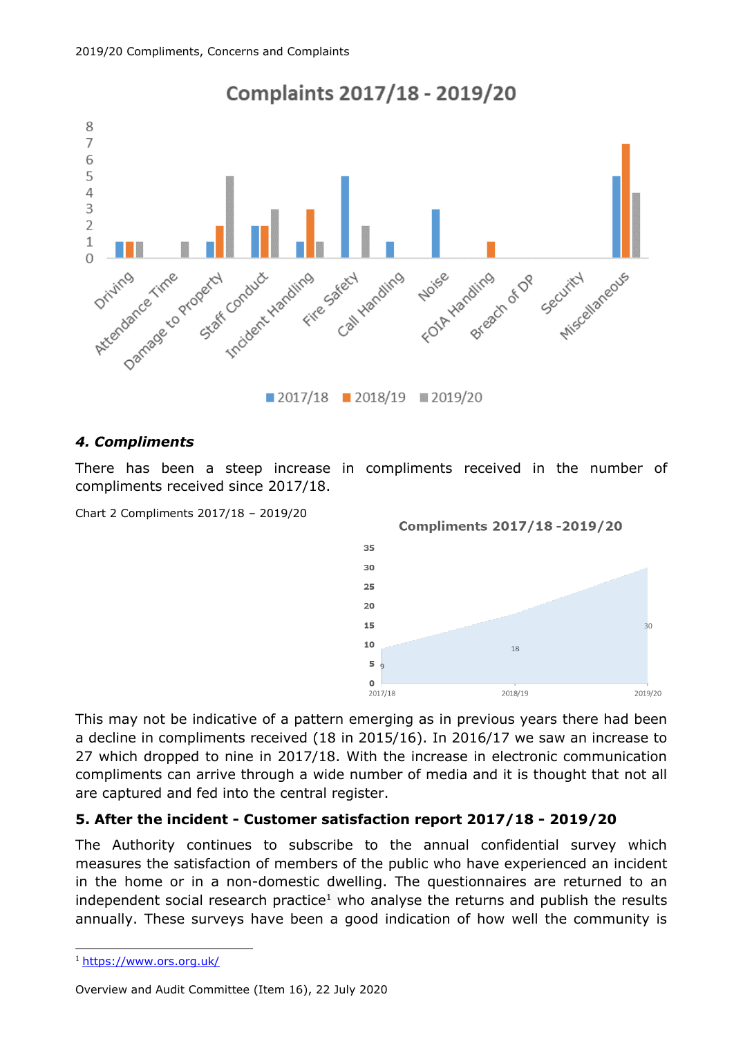## 4. Compliments

There has been a steep increase in compliments received in the number of compliments received since 2017/18.

Chart 2 Compliments 2017/18 – 2019/20

This may not be indicative of a pattern emerging as in previous years there had been a decline in compliments received (18 in 2015/16). In 2016/17 we saw an increase to 27 which dropped to nine in 2017/18. With the increase in electronic communication compliments can arrive through a wide number of media and it is thought that not all are captured and fed into the central register.

## 5. After the incident - Customer satisfaction report 2017/18 - 2019/20

The Authority continues to subscribe to the annual confidential survey which measures the satisfaction of members of the public who have experienced an incident in the home or in a non-domestic dwelling. The questionnaires are returned to an independent social research practice[1] who analyse the returns and publish the results annually. These surveys have been a good indication of how well the community is

[1] https://www.ors.org.uk/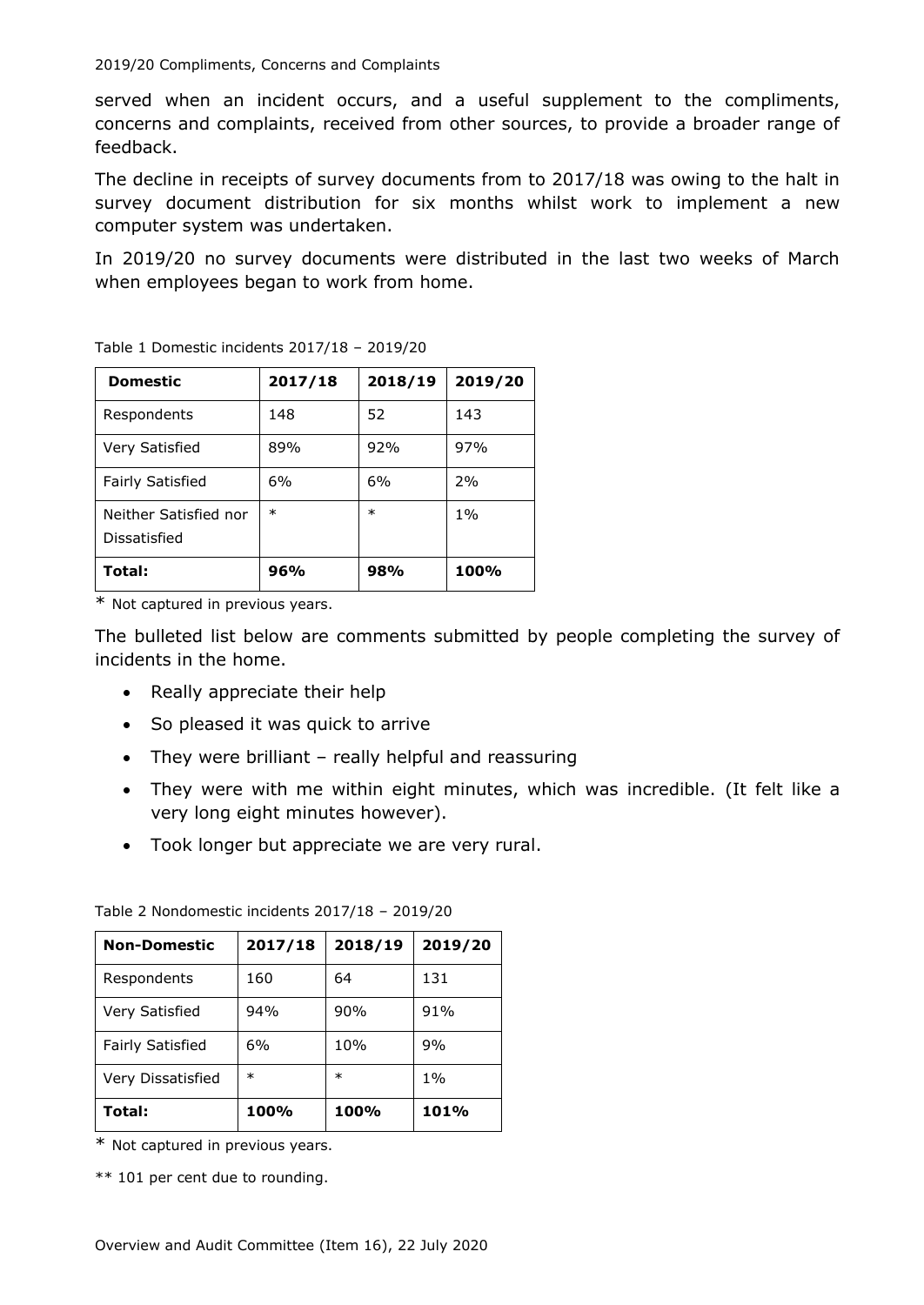served when an incident occurs, and a useful supplement to the compliments, concerns and complaints, received from other sources, to provide a broader range of feedback.

The decline in receipts of survey documents from to 2017/18 was owing to the halt in survey document distribution for six months whilst work to implement a new computer system was undertaken.

In 2019/20 no survey documents were distributed in the last two weeks of March when employees began to work from home.

Table 1 Domestic incidents 2017/18 – 2019/20

| **Domestic** | **2017/18** | **2018/19** | **2019/20** |
|---|---|---|---|
| Respondents | 148 | 52 | 143 |
| Very Satisfied | 89% | 92% | 97% |
| Fairly Satisfied | 6% | 6% | 2% |
| Neither Satisfied nor Dissatisfied | * | * | 1% |
| **Total:** | **96%** | **98%** | **100%** |

* Not captured in previous years.

The bulleted list below are comments submitted by people completing the survey of incidents in the home.

- Really appreciate their help
- So pleased it was quick to arrive
- They were brilliant – really helpful and reassuring
- They were with me within eight minutes, which was incredible. (It felt like a very long eight minutes however).
- Took longer but appreciate we are very rural.

Table 2 Nondomestic incidents 2017/18 – 2019/20

| **Non-Domestic** | **2017/18** | **2018/19** | **2019/20** |
|---|---|---|---|
| Respondents | 160 | 64 | 131 |
| Very Satisfied | 94% | 90% | 91% |
| Fairly Satisfied | 6% | 10% | 9% |
| Very Dissatisfied | * | * | 1% |
| **Total:** | **100%** | **100%** | **101%** |

* Not captured in previous years.

** 101 per cent due to rounding.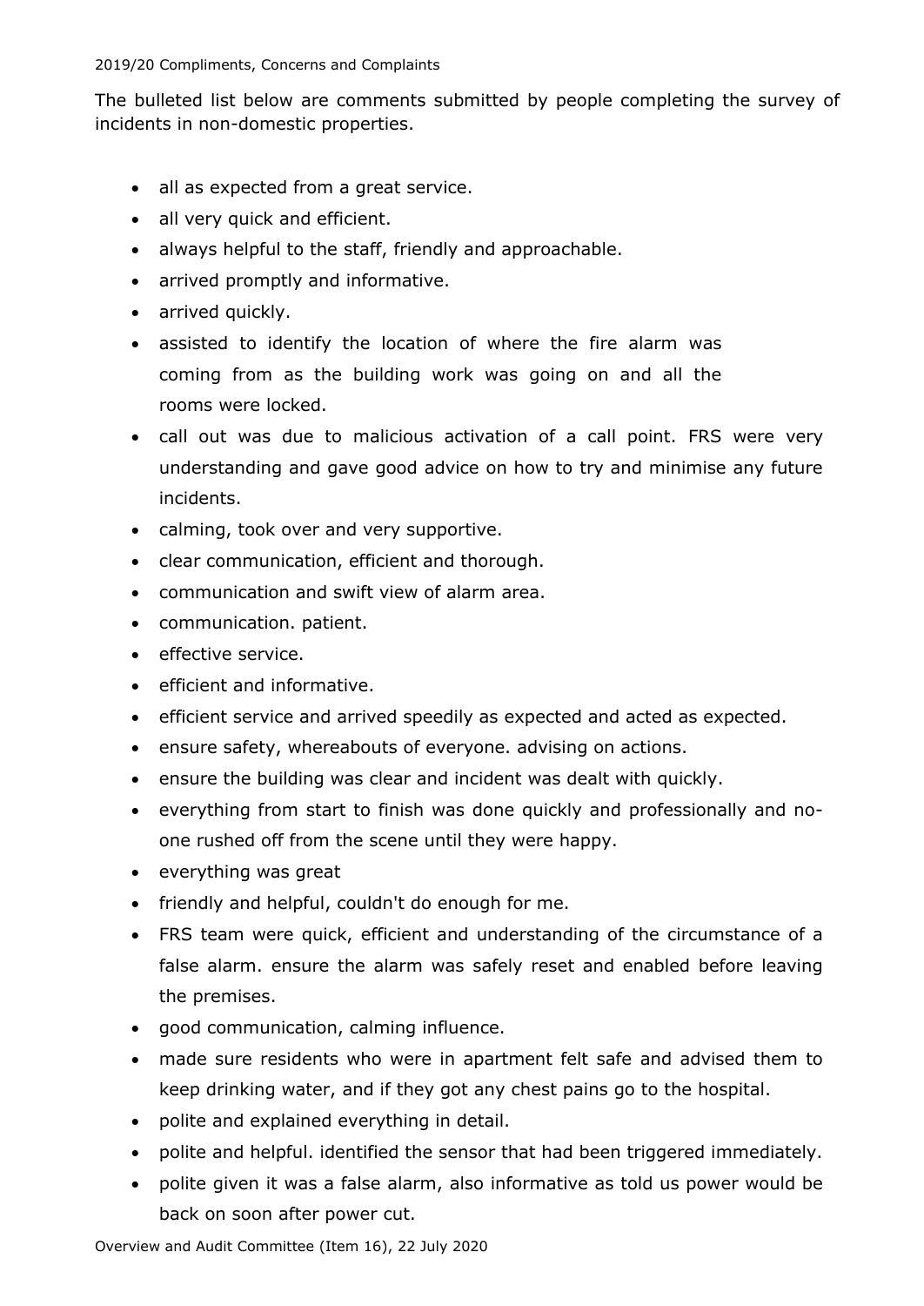The bulleted list below are comments submitted by people completing the survey of incidents in non-domestic properties.

- all as expected from a great service.
- all very quick and efficient.
- always helpful to the staff, friendly and approachable.
- arrived promptly and informative.
- arrived quickly.
- assisted to identify the location of where the fire alarm was coming from as the building work was going on and all the rooms were locked.
- call out was due to malicious activation of a call point. FRS were very understanding and gave good advice on how to try and minimise any future incidents.
- calming, took over and very supportive.
- clear communication, efficient and thorough.
- communication and swift view of alarm area.
- communication. patient.
- effective service.
- efficient and informative.
- efficient service and arrived speedily as expected and acted as expected.
- ensure safety, whereabouts of everyone. advising on actions.
- ensure the building was clear and incident was dealt with quickly.
- everything from start to finish was done quickly and professionally and no-one rushed off from the scene until they were happy.
- everything was great
- friendly and helpful, couldn't do enough for me.
- FRS team were quick, efficient and understanding of the circumstance of a false alarm. ensure the alarm was safely reset and enabled before leaving the premises.
- good communication, calming influence.
- made sure residents who were in apartment felt safe and advised them to keep drinking water, and if they got any chest pains go to the hospital.
- polite and explained everything in detail.
- polite and helpful. identified the sensor that had been triggered immediately.
- polite given it was a false alarm, also informative as told us power would be back on soon after power cut.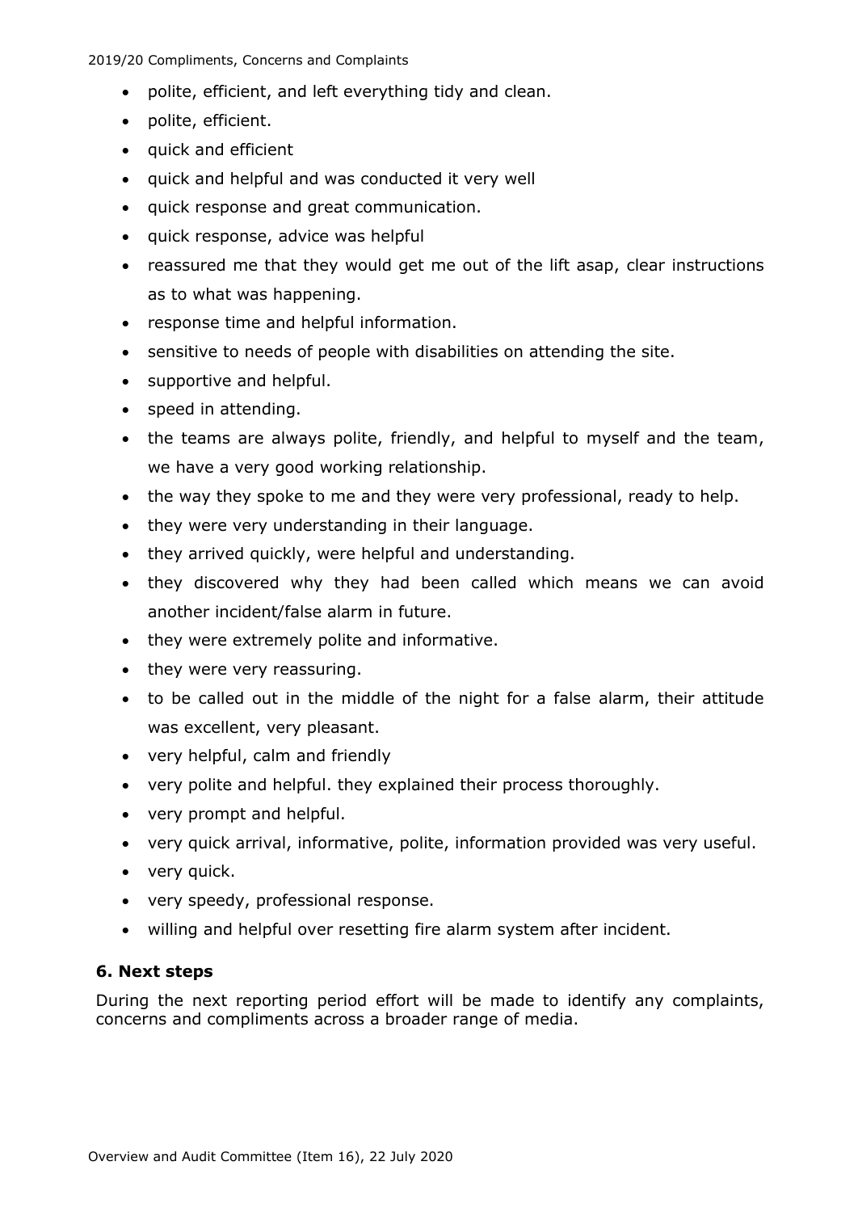- polite, efficient, and left everything tidy and clean.
- polite, efficient.
- quick and efficient
- quick and helpful and was conducted it very well
- quick response and great communication.
- quick response, advice was helpful
- reassured me that they would get me out of the lift asap, clear instructions as to what was happening.
- response time and helpful information.
- sensitive to needs of people with disabilities on attending the site.
- supportive and helpful.
- speed in attending.
- the teams are always polite, friendly, and helpful to myself and the team, we have a very good working relationship.
- the way they spoke to me and they were very professional, ready to help.
- they were very understanding in their language.
- they arrived quickly, were helpful and understanding.
- they discovered why they had been called which means we can avoid another incident/false alarm in future.
- they were extremely polite and informative.
- they were very reassuring.
- to be called out in the middle of the night for a false alarm, their attitude was excellent, very pleasant.
- very helpful, calm and friendly
- very polite and helpful. they explained their process thoroughly.
- very prompt and helpful.
- very quick arrival, informative, polite, information provided was very useful.
- very quick.
- very speedy, professional response.
- willing and helpful over resetting fire alarm system after incident.

## 6. Next steps

During the next reporting period effort will be made to identify any complaints, concerns and compliments across a broader range of media.